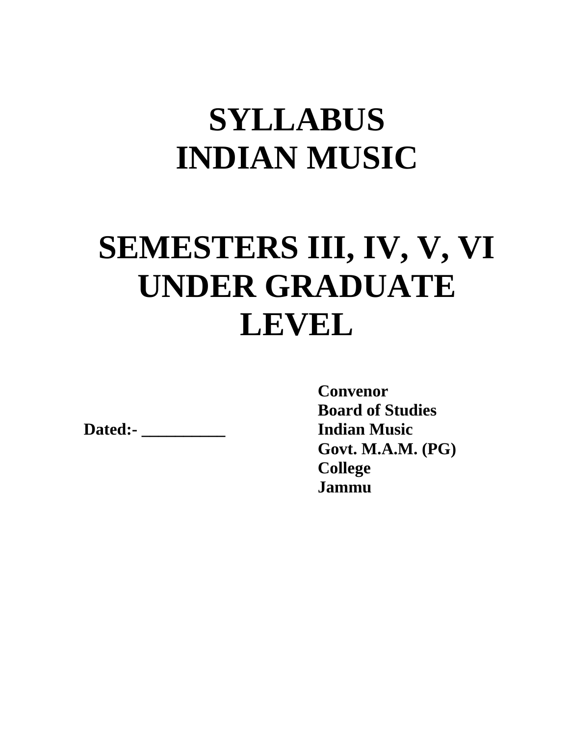# SYLLABUS
# INDIAN MUSIC

# SEMESTERS III, IV, V, VI
# UNDER GRADUATE LEVEL

**Convenor**
**Board of Studies**
**Indian Music**
**Govt. M.A.M. (PG) College**
**Jammu**

**Dated:- __________**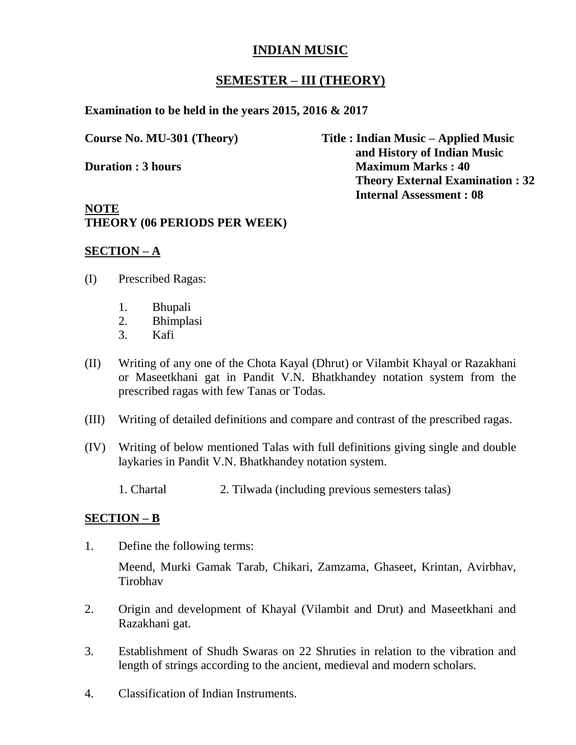# INDIAN MUSIC

## SEMESTER – III (THEORY)

**Examination to be held in the years 2015, 2016 & 2017**

**Course No. MU-301 (Theory)**

**Title : Indian Music – Applied Music and History of Indian Music**

**Duration : 3 hours**

**Maximum Marks : 40**
**Theory External Examination : 32**
**Internal Assessment : 08**

**NOTE**
**THEORY (06 PERIODS PER WEEK)**

## SECTION – A

(I) Prescribed Ragas:

1. Bhupali
2. Bhimplasi
3. Kafi

(II) Writing of any one of the Chota Kayal (Dhrut) or Vilambit Khyal or Razakhani or Maseetkhani gat in Pandit V.N. Bhatkhandey notation system from the prescribed ragas with few Tanas or Todas.

(III) Writing of detailed definitions and compare and contrast of the prescribed ragas.

(IV) Writing of below mentioned Talas with full definitions giving single and double laykaries in Pandit V.N. Bhatkhandey notation system.

1. Chartal     2. Tilwada (including previous semesters talas)

## SECTION – B

1. Define the following terms:

   Meend, Murki Gamak Tarab, Chikari, Zamzama, Ghaseet, Krintan, Avirbhav, Tirobhav

2. Origin and development of Khayal (Vilambit and Drut) and Maseetkhani and Razakhani gat.

3. Establishment of Shudh Swaras on 22 Shruties in relation to the vibration and length of strings according to the ancient, medieval and modern scholars.

4. Classification of Indian Instruments.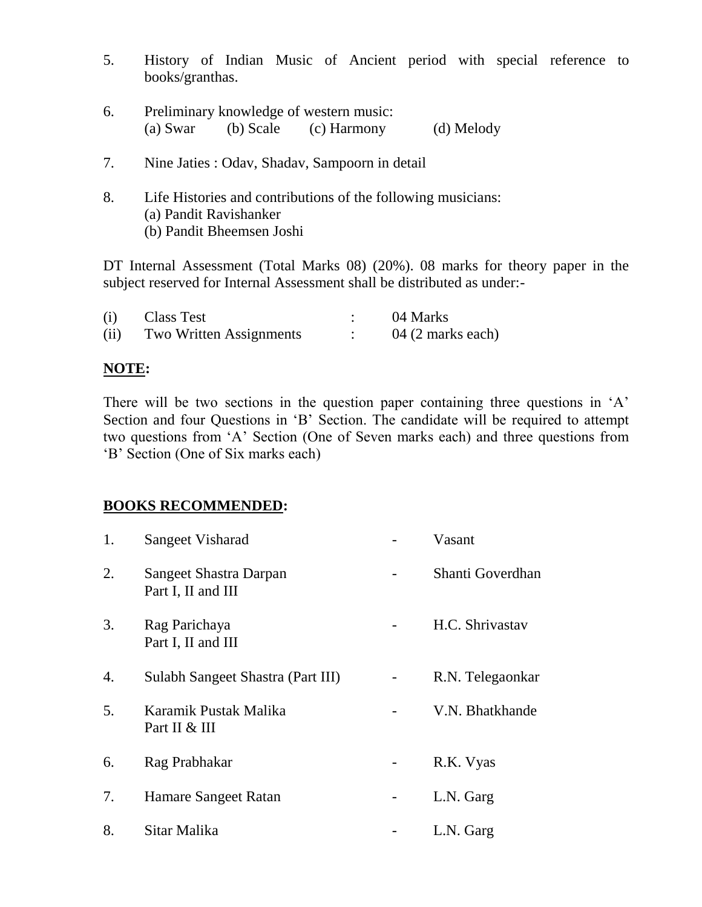5. History of Indian Music of Ancient period with special reference to books/granthas.

6. Preliminary knowledge of western music:
   (a) Swar (b) Scale (c) Harmony (d) Melody

7. Nine Jaties : Odav, Shadav, Sampoorn in detail

8. Life Histories and contributions of the following musicians:
   (a) Pandit Ravishanker
   (b) Pandit Bheemsen Joshi

DT Internal Assessment (Total Marks 08) (20%). 08 marks for theory paper in the subject reserved for Internal Assessment shall be distributed as under:-

| | | | |
|---|---|---|---|
| (i) | Class Test | : | 04 Marks |
| (ii) | Two Written Assignments | : | 04 (2 marks each) |

**NOTE:**

There will be two sections in the question paper containing three questions in 'A' Section and four Questions in 'B' Section. The candidate will be required to attempt two questions from 'A' Section (One of Seven marks each) and three questions from 'B' Section (One of Six marks each)

**BOOKS RECOMMENDED:**

| | | | |
|---|---|---|---|
| 1. | Sangeet Visharad | - | Vasant |
| 2. | Sangeet Shastra Darpan Part I, II and III | - | Shanti Goverdhan |
| 3. | Rag Parichaya Part I, II and III | - | H.C. Shrivastav |
| 4. | Sulabh Sangeet Shastra (Part III) | - | R.N. Telegaonkar |
| 5. | Karamik Pustak Malika Part II & III | - | V.N. Bhatkhande |
| 6. | Rag Prabhakar | - | R.K. Vyas |
| 7. | Hamare Sangeet Ratan | - | L.N. Garg |
| 8. | Sitar Malika | - | L.N. Garg |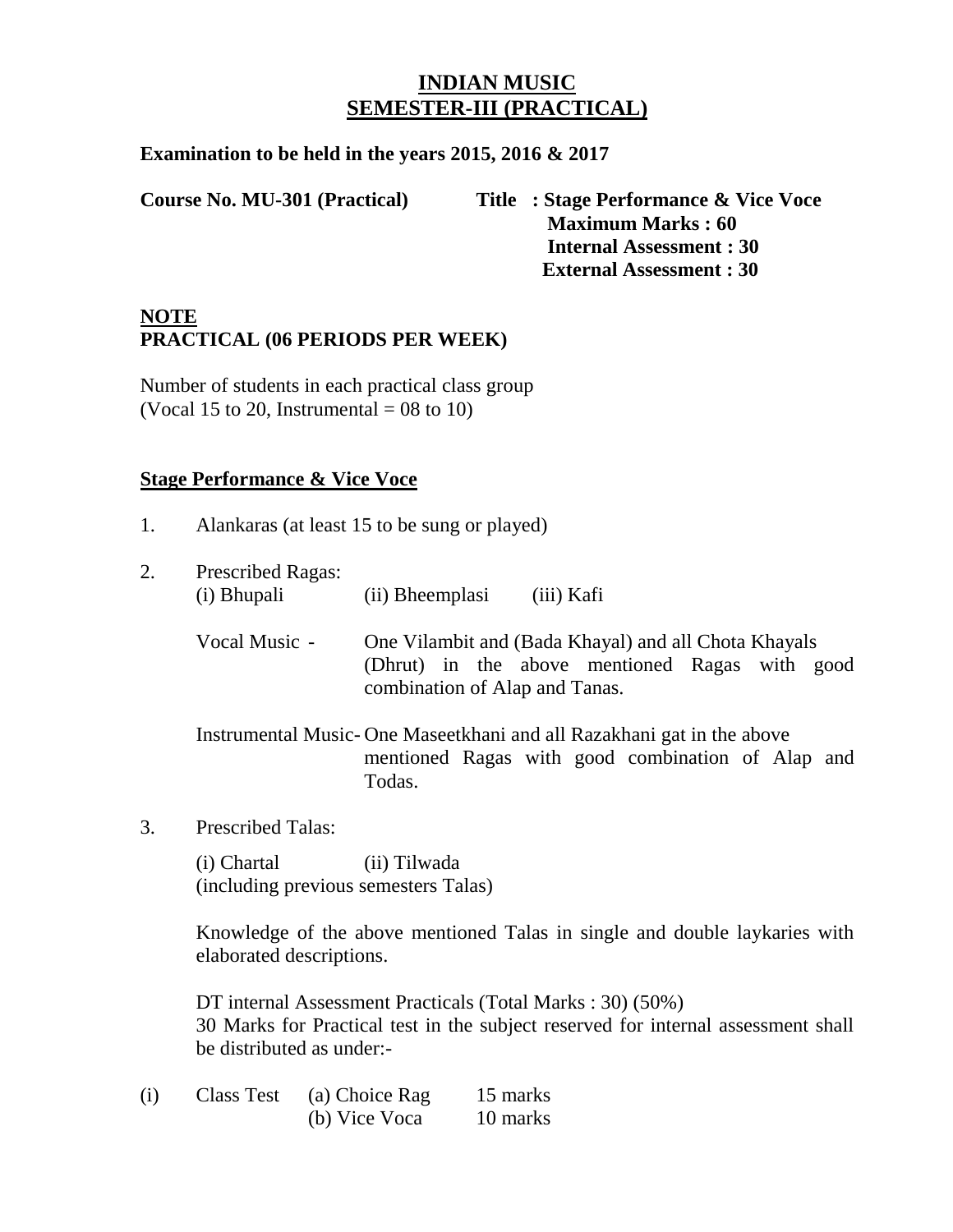# INDIAN MUSIC
## SEMESTER-III (PRACTICAL)

**Examination to be held in the years 2015, 2016 & 2017**

**Course No. MU-301 (Practical)** **Title : Stage Performance & Vice Voce**
**Maximum Marks : 60**
**Internal Assessment : 30**
**External Assessment : 30**

**NOTE**
**PRACTICAL (06 PERIODS PER WEEK)**

Number of students in each practical class group
(Vocal 15 to 20, Instrumental = 08 to 10)

**Stage Performance & Vice Voce**

1. Alankaras (at least 15 to be sung or played)

2. Prescribed Ragas:
   (i) Bhupali (ii) Bheemplasi (iii) Kafi

   Vocal Music - One Vilambit and (Bada Khayal) and all Chota Khayals (Dhrut) in the above mentioned Ragas with good combination of Alap and Tanas.

   Instrumental Music- One Maseetkhani and all Razakhani gat in the above mentioned Ragas with good combination of Alap and Todas.

3. Prescribed Talas:

   (i) Chartal (ii) Tilwada
   (including previous semesters Talas)

   Knowledge of the above mentioned Talas in single and double laykaries with elaborated descriptions.

   DT internal Assessment Practicals (Total Marks : 30) (50%)
   30 Marks for Practical test in the subject reserved for internal assessment shall be distributed as under:-

| | | | |
|---|---|---|---|
| (i) | Class Test | (a) Choice Rag | 15 marks |
| | | (b) Vice Voca | 10 marks |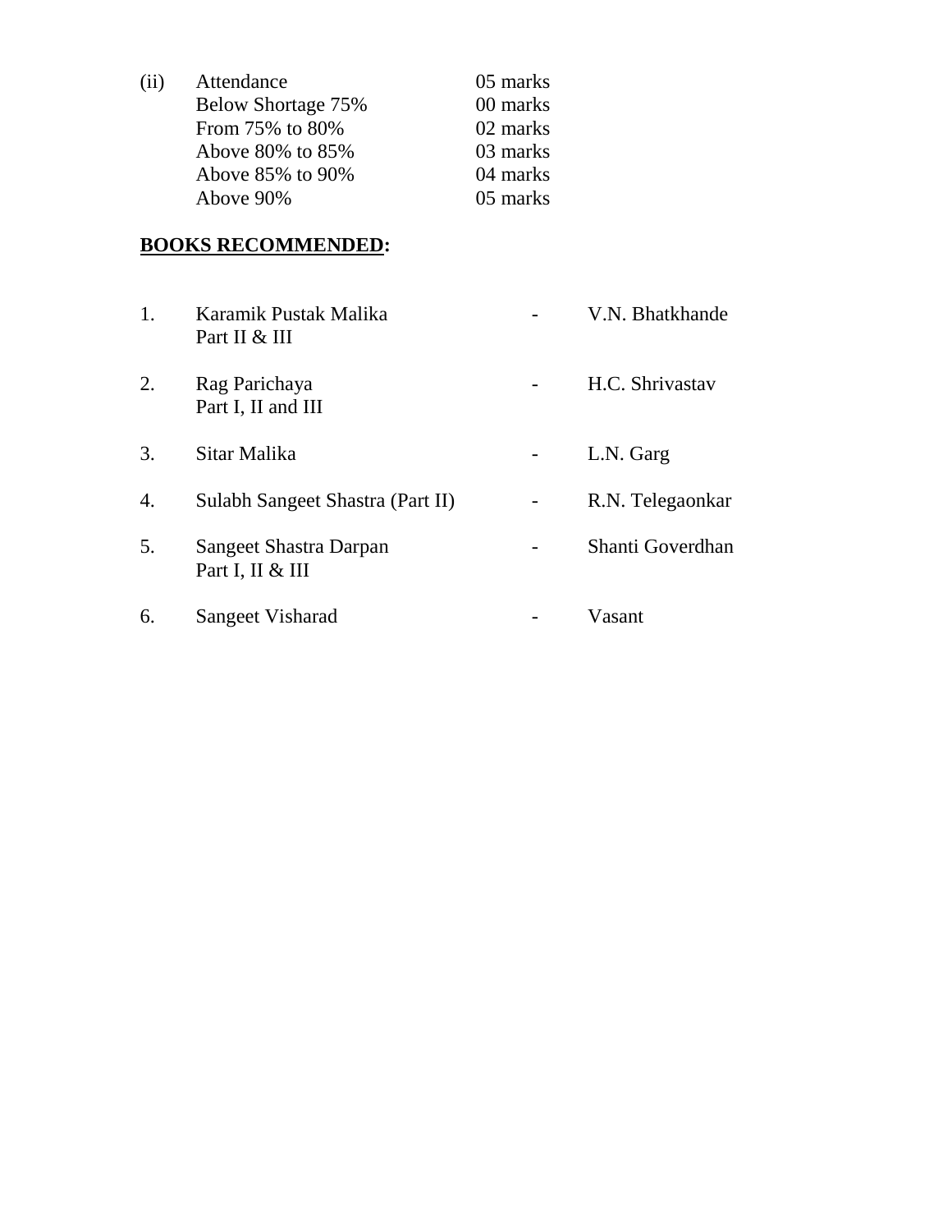(ii) Attendance — 05 marks

| | |
|---|---|
| Below Shortage 75% | 00 marks |
| From 75% to 80% | 02 marks |
| Above 80% to 85% | 03 marks |
| Above 85% to 90% | 04 marks |
| Above 90% | 05 marks |

**<u>BOOKS RECOMMENDED</u>:**

1. Karamik Pustak Malika Part II & III - V.N. Bhatkhande
2. Rag Parichaya Part I, II and III - H.C. Shrivastav
3. Sitar Malika - L.N. Garg
4. Sulabh Sangeet Shastra (Part II) - R.N. Telegaonkar
5. Sangeet Shastra Darpan Part I, II & III - Shanti Goverdhan
6. Sangeet Visharad - Vasant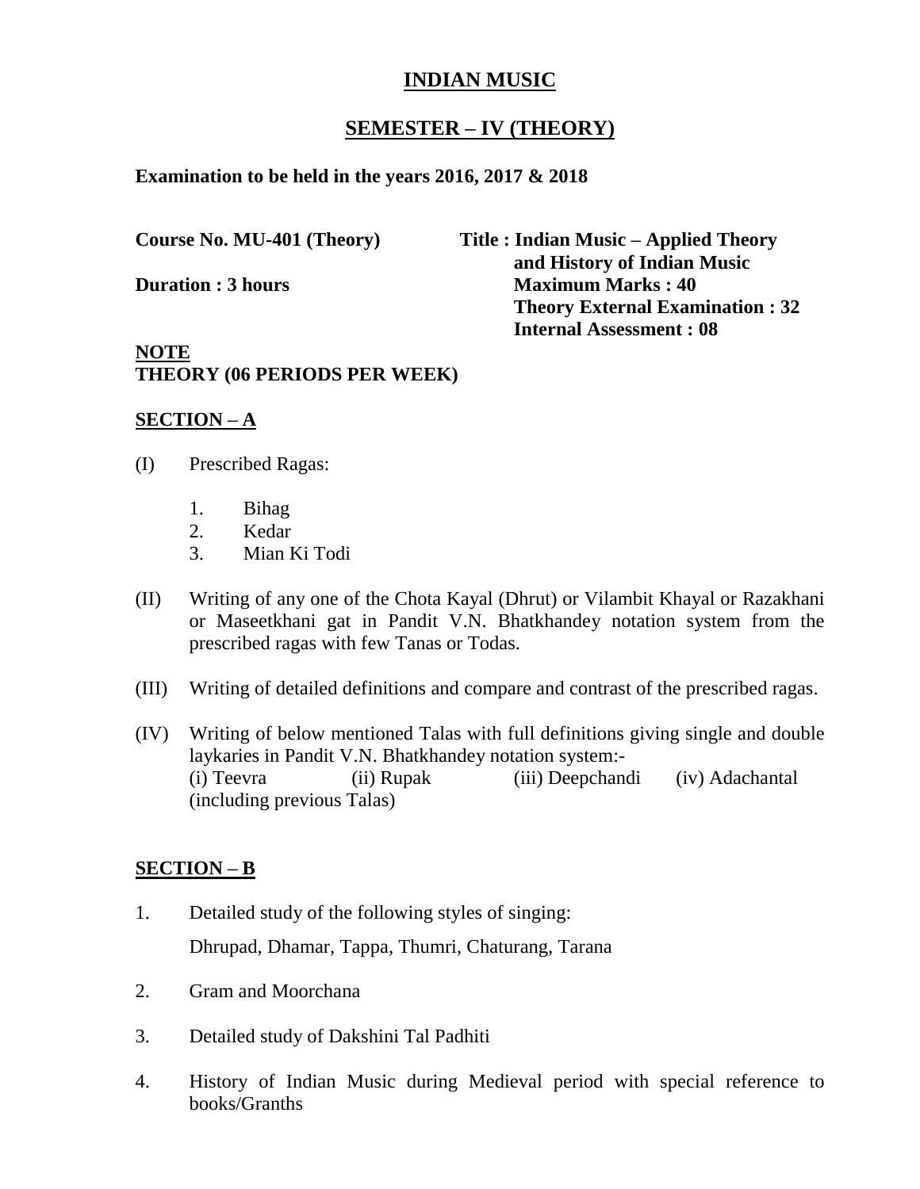# INDIAN MUSIC

## SEMESTER – IV (THEORY)

**Examination to be held in the years 2016, 2017 & 2018**

**Course No. MU-401 (Theory)**
**Title : Indian Music – Applied Theory and History of Indian Music**

**Duration : 3 hours**
**Maximum Marks : 40**
**Theory External Examination : 32**
**Internal Assessment : 08**

**NOTE**
**THEORY (06 PERIODS PER WEEK)**

### SECTION – A

(I) Prescribed Ragas:

1. Bihag
2. Kedar
3. Mian Ki Todi

(II) Writing of any one of the Chota Kayal (Dhrut) or Vilambit Khayal or Razakhani or Maseetkhani gat in Pandit V.N. Bhatkhandey notation system from the prescribed ragas with few Tanas or Todas.

(III) Writing of detailed definitions and compare and contrast of the prescribed ragas.

(IV) Writing of below mentioned Talas with full definitions giving single and double laykaries in Pandit V.N. Bhatkhandey notation system:-
(i) Teevra (ii) Rupak (iii) Deepchandi (iv) Adachantal
(including previous Talas)

### SECTION – B

1. Detailed study of the following styles of singing:

   Dhrupad, Dhamar, Tappa, Thumri, Chaturang, Tarana

2. Gram and Moorchana

3. Detailed study of Dakshini Tal Padhiti

4. History of Indian Music during Medieval period with special reference to books/Granths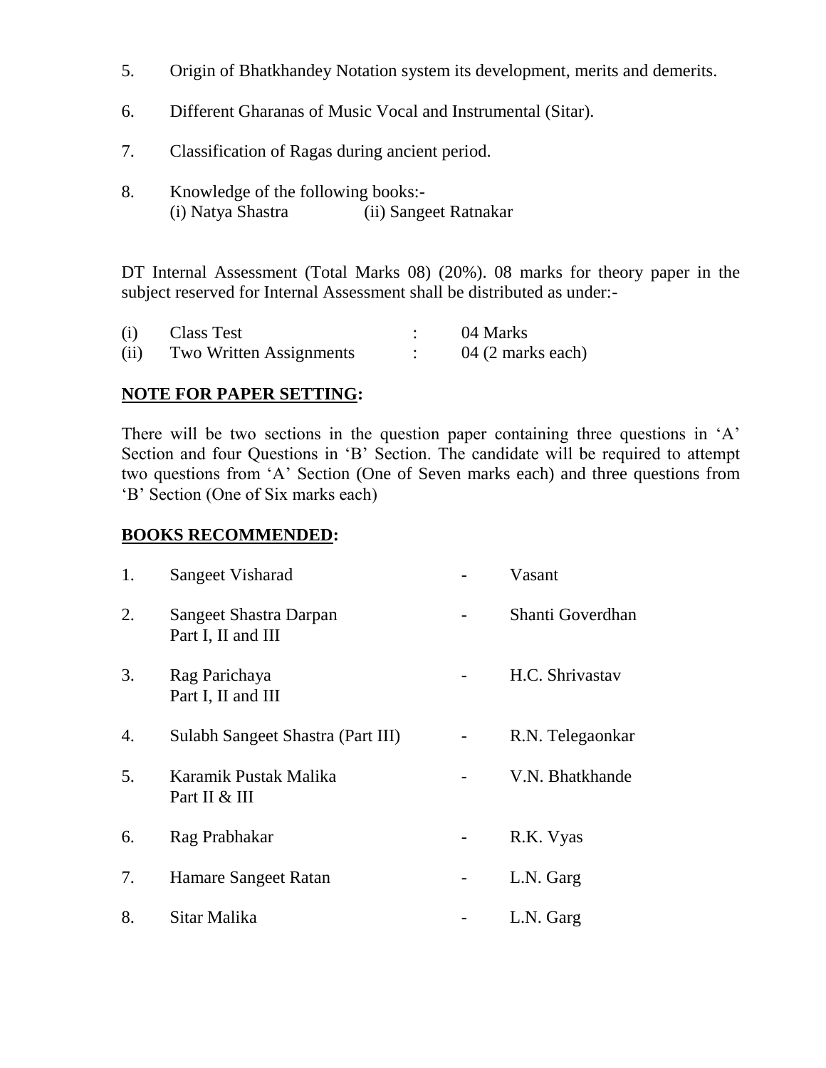5. Origin of Bhatkhandey Notation system its development, merits and demerits.

6. Different Gharanas of Music Vocal and Instrumental (Sitar).

7. Classification of Ragas during ancient period.

8. Knowledge of the following books:-
   (i) Natya Shastra (ii) Sangeet Ratnakar

DT Internal Assessment (Total Marks 08) (20%). 08 marks for theory paper in the subject reserved for Internal Assessment shall be distributed as under:-

| | | | |
|---|---|---|---|
| (i) | Class Test | : | 04 Marks |
| (ii) | Two Written Assignments | : | 04 (2 marks each) |

## NOTE FOR PAPER SETTING:

There will be two sections in the question paper containing three questions in 'A' Section and four Questions in 'B' Section. The candidate will be required to attempt two questions from 'A' Section (One of Seven marks each) and three questions from 'B' Section (One of Six marks each)

## BOOKS RECOMMENDED:

| | | | |
|---|---|---|---|
| 1. | Sangeet Visharad | - | Vasant |
| 2. | Sangeet Shastra Darpan Part I, II and III | - | Shanti Goverdhan |
| 3. | Rag Parichaya Part I, II and III | - | H.C. Shrivastav |
| 4. | Sulabh Sangeet Shastra (Part III) | - | R.N. Telegaonkar |
| 5. | Karamik Pustak Malika Part II & III | - | V.N. Bhatkhande |
| 6. | Rag Prabhakar | - | R.K. Vyas |
| 7. | Hamare Sangeet Ratan | - | L.N. Garg |
| 8. | Sitar Malika | - | L.N. Garg |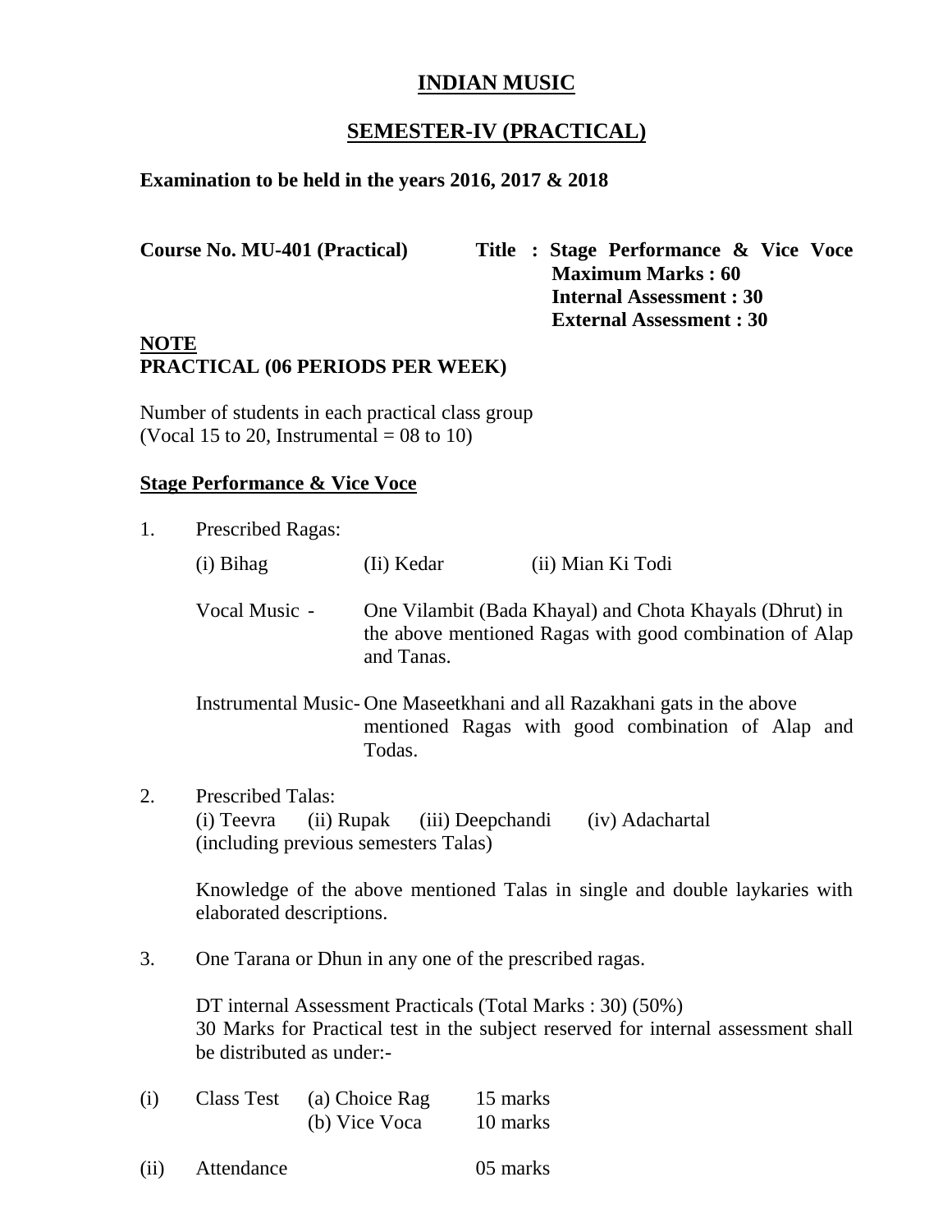# INDIAN MUSIC

## SEMESTER-IV (PRACTICAL)

**Examination to be held in the years 2016, 2017 & 2018**

**Course No. MU-401 (Practical)** **Title : Stage Performance & Vice Voce**
**Maximum Marks : 60**
**Internal Assessment : 30**
**External Assessment : 30**

**NOTE**
**PRACTICAL (06 PERIODS PER WEEK)**

Number of students in each practical class group
(Vocal 15 to 20, Instrumental = 08 to 10)

**Stage Performance & Vice Voce**

1. Prescribed Ragas:

   (i) Bihag (Ii) Kedar (ii) Mian Ki Todi

   Vocal Music - One Vilambit (Bada Khayal) and Chota Khayals (Dhrut) in the above mentioned Ragas with good combination of Alap and Tanas.

   Instrumental Music- One Maseetkhani and all Razakhani gats in the above mentioned Ragas with good combination of Alap and Todas.

2. Prescribed Talas:
   (i) Teevra (ii) Rupak (iii) Deepchandi (iv) Adachartal
   (including previous semesters Talas)

   Knowledge of the above mentioned Talas in single and double laykaries with elaborated descriptions.

3. One Tarana or Dhun in any one of the prescribed ragas.

   DT internal Assessment Practicals (Total Marks : 30) (50%)
   30 Marks for Practical test in the subject reserved for internal assessment shall be distributed as under:-

(i) Class Test (a) Choice Rag 15 marks
  (b) Vice Voca 10 marks

(ii) Attendance 05 marks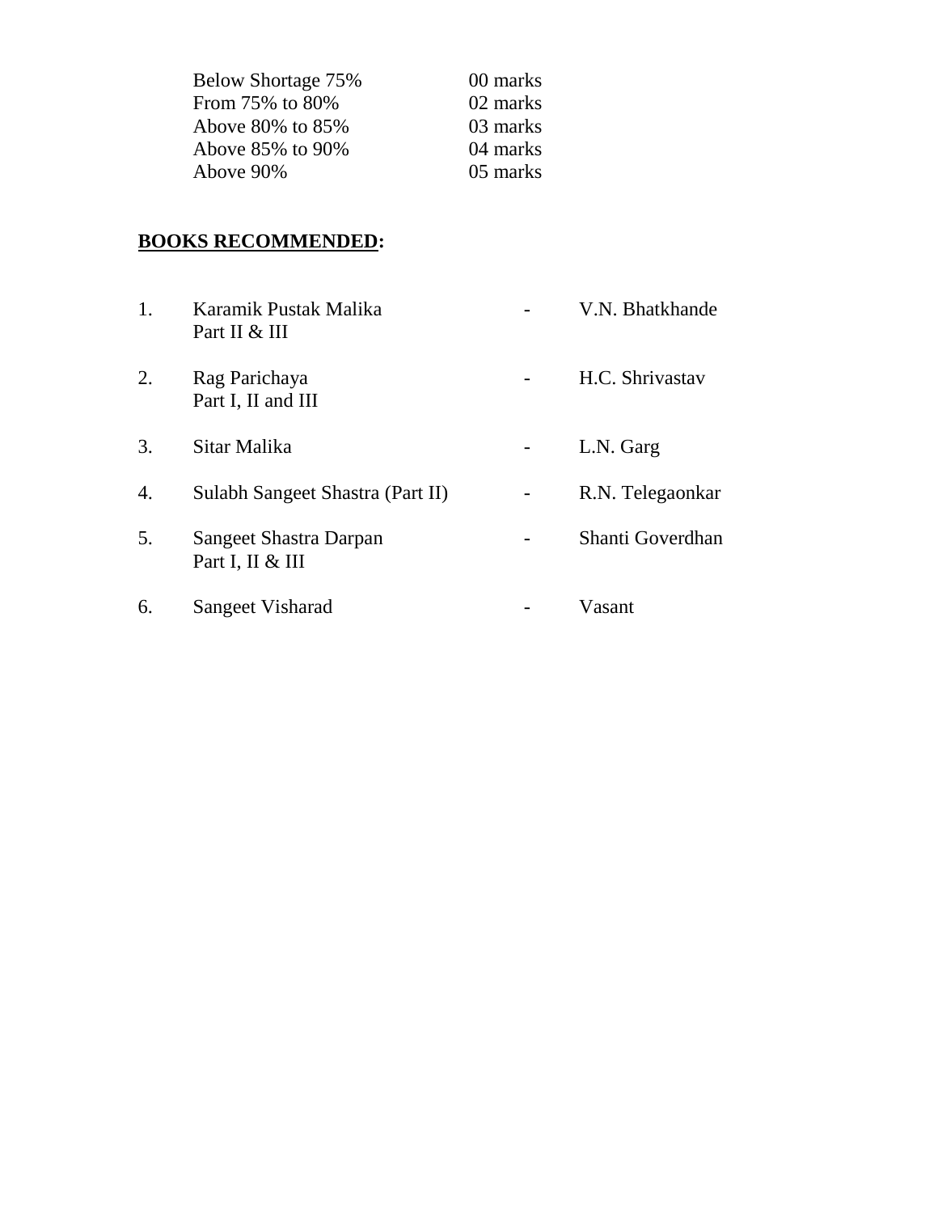| | |
|---|---|
| Below Shortage 75% | 00 marks |
| From 75% to 80% | 02 marks |
| Above 80% to 85% | 03 marks |
| Above 85% to 90% | 04 marks |
| Above 90% | 05 marks |

**<u>BOOKS RECOMMENDED</u>:**

1. Karamik Pustak Malika Part II & III - V.N. Bhatkhande
2. Rag Parichaya Part I, II and III - H.C. Shrivastav
3. Sitar Malika - L.N. Garg
4. Sulabh Sangeet Shastra (Part II) - R.N. Telegaonkar
5. Sangeet Shastra Darpan Part I, II & III - Shanti Goverdhan
6. Sangeet Visharad - Vasant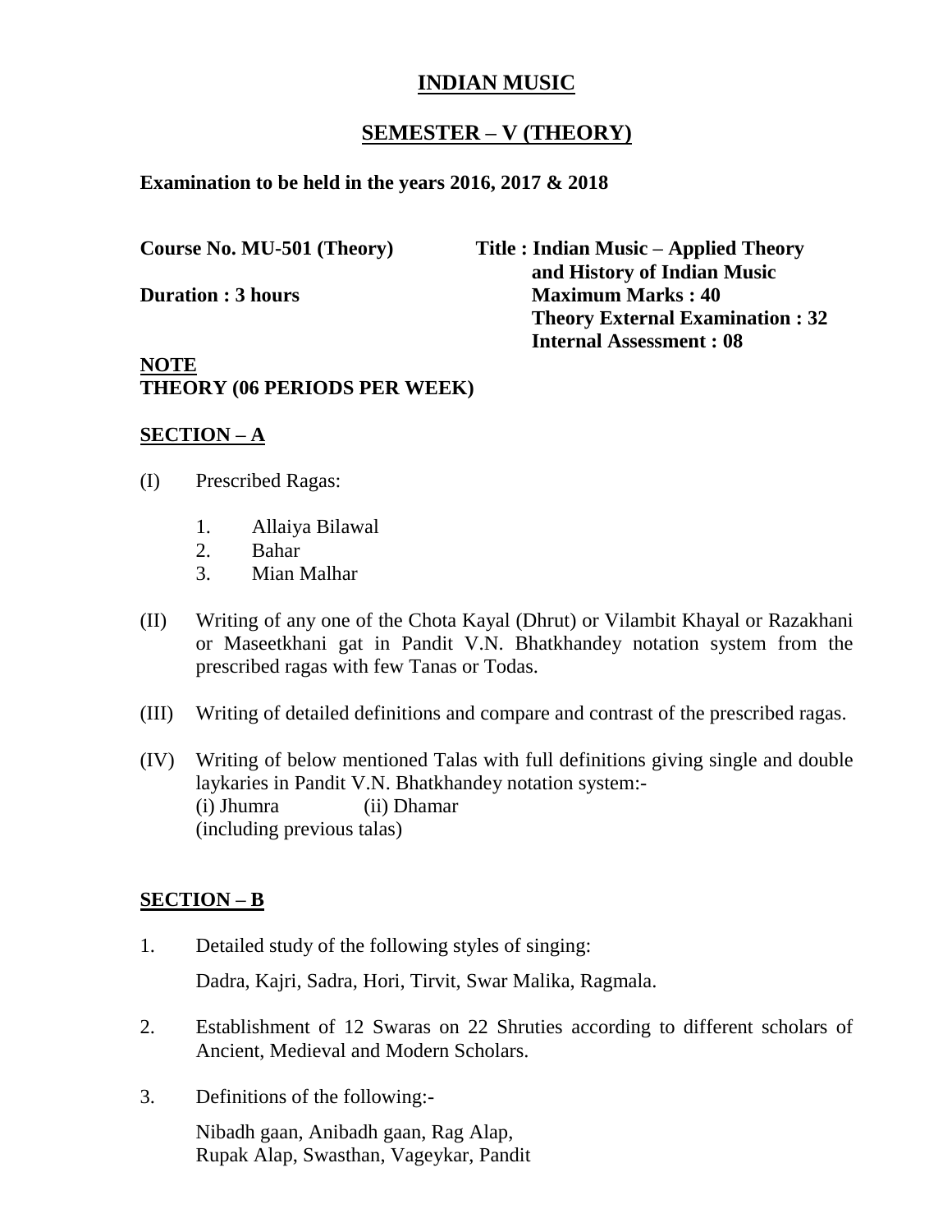# INDIAN MUSIC

## SEMESTER – V (THEORY)

**Examination to be held in the years 2016, 2017 & 2018**

**Course No. MU-501 (Theory)**

**Title : Indian Music – Applied Theory and History of Indian Music**

**Duration : 3 hours**

**Maximum Marks : 40**
**Theory External Examination : 32**
**Internal Assessment : 08**

**NOTE**
**THEORY (06 PERIODS PER WEEK)**

### SECTION – A

(I) Prescribed Ragas:

1. Allaiya Bilawal
2. Bahar
3. Mian Malhar

(II) Writing of any one of the Chota Kayal (Dhrut) or Vilambit Khayal or Razakhani or Maseetkhani gat in Pandit V.N. Bhatkhandey notation system from the prescribed ragas with few Tanas or Todas.

(III) Writing of detailed definitions and compare and contrast of the prescribed ragas.

(IV) Writing of below mentioned Talas with full definitions giving single and double laykaries in Pandit V.N. Bhatkhandey notation system:-
(i) Jhumra (ii) Dhamar
(including previous talas)

### SECTION – B

1. Detailed study of the following styles of singing:

   Dadra, Kajri, Sadra, Hori, Tirvit, Swar Malika, Ragmala.

2. Establishment of 12 Swaras on 22 Shruties according to different scholars of Ancient, Medieval and Modern Scholars.

3. Definitions of the following:-

   Nibadh gaan, Anibadh gaan, Rag Alap,
   Rupak Alap, Swasthan, Vageykar, Pandit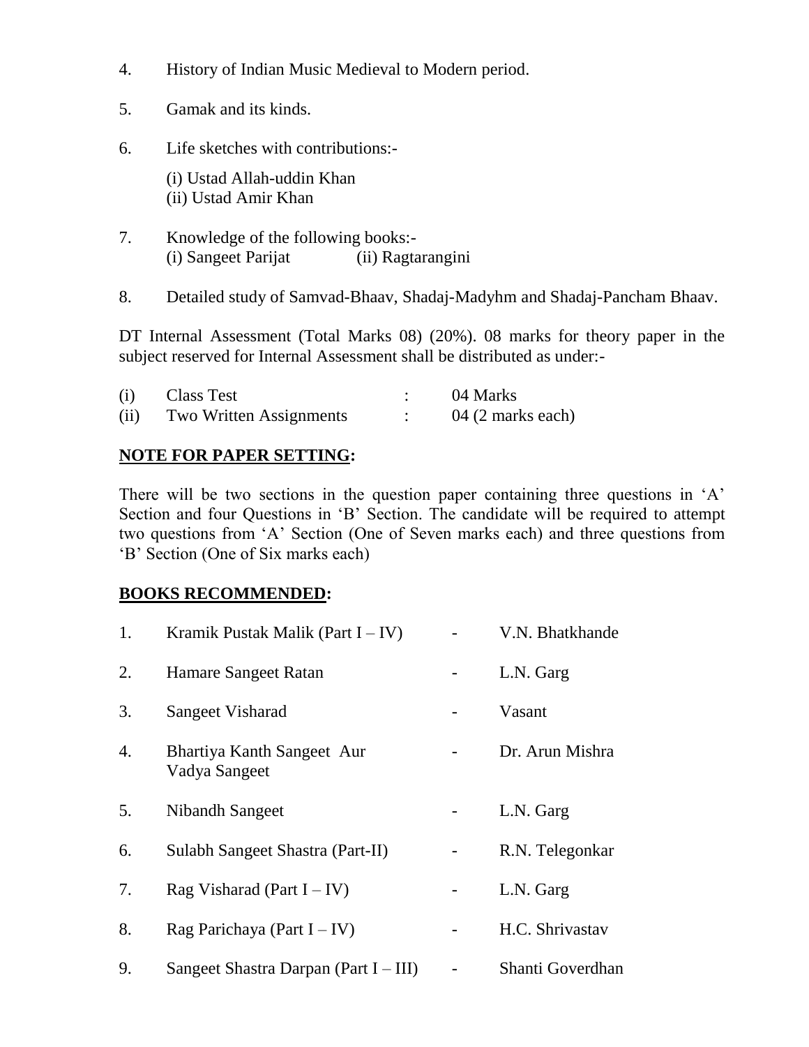4. History of Indian Music Medieval to Modern period.

5. Gamak and its kinds.

6. Life sketches with contributions:-

   (i) Ustad Allah-uddin Khan
   (ii) Ustad Amir Khan

7. Knowledge of the following books:-
   (i) Sangeet Parijat (ii) Ragtarangini

8. Detailed study of Samvad-Bhaav, Shadaj-Madyhm and Shadaj-Pancham Bhaav.

DT Internal Assessment (Total Marks 08) (20%). 08 marks for theory paper in the subject reserved for Internal Assessment shall be distributed as under:-

| | | | |
|---|---|---|---|
| (i) | Class Test | : | 04 Marks |
| (ii) | Two Written Assignments | : | 04 (2 marks each) |

**NOTE FOR PAPER SETTING:**

There will be two sections in the question paper containing three questions in 'A' Section and four Questions in 'B' Section. The candidate will be required to attempt two questions from 'A' Section (One of Seven marks each) and three questions from 'B' Section (One of Six marks each)

**BOOKS RECOMMENDED:**

| | | | |
|---|---|---|---|
| 1. | Kramik Pustak Malik (Part I – IV) | - | V.N. Bhatkhande |
| 2. | Hamare Sangeet Ratan | - | L.N. Garg |
| 3. | Sangeet Visharad | - | Vasant |
| 4. | Bhartiya Kanth Sangeet Aur Vadya Sangeet | - | Dr. Arun Mishra |
| 5. | Nibandh Sangeet | - | L.N. Garg |
| 6. | Sulabh Sangeet Shastra (Part-II) | - | R.N. Telegonkar |
| 7. | Rag Visharad (Part I – IV) | - | L.N. Garg |
| 8. | Rag Parichaya (Part I – IV) | - | H.C. Shrivastav |
| 9. | Sangeet Shastra Darpan (Part I – III) | - | Shanti Goverdhan |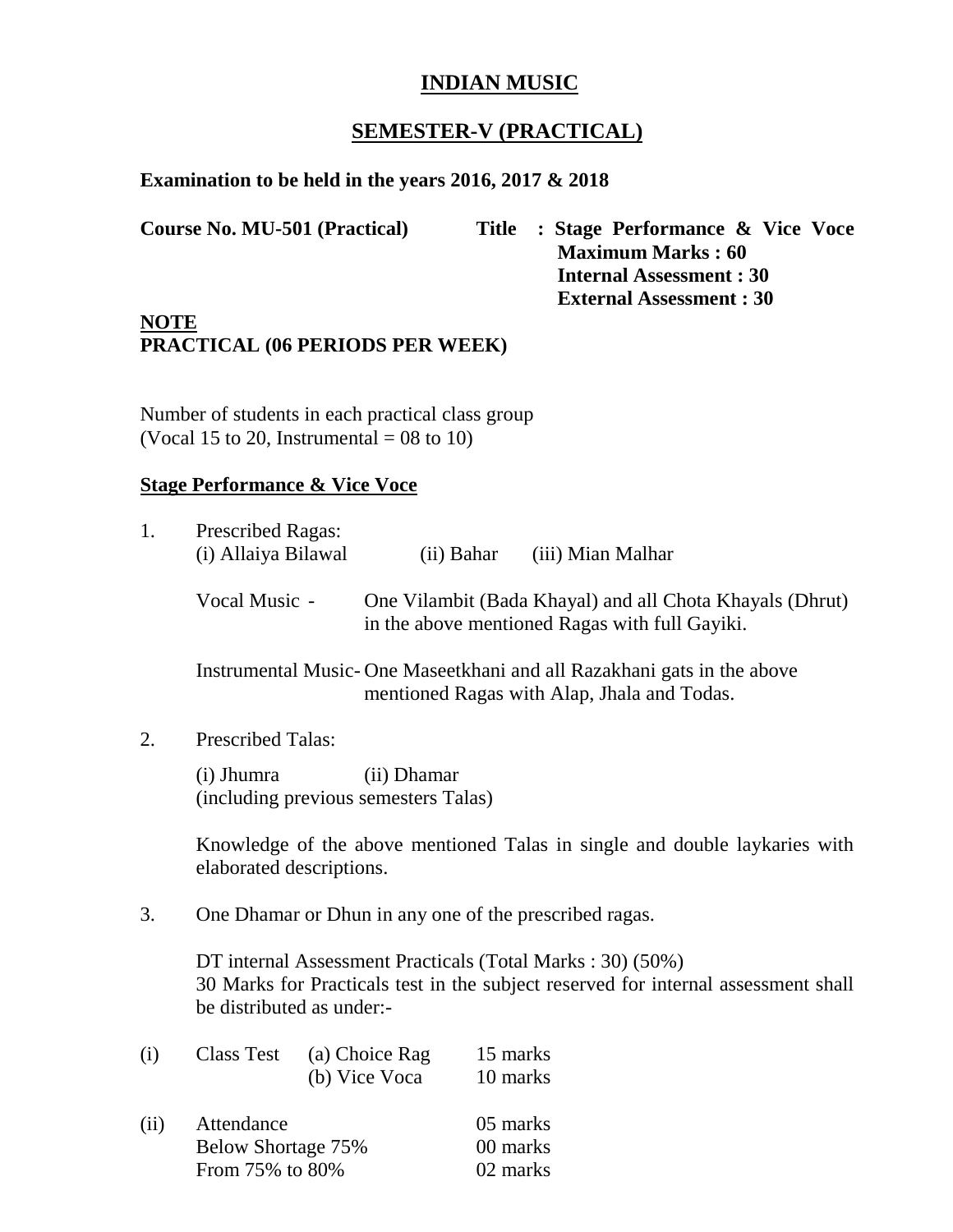# INDIAN MUSIC

## SEMESTER-V (PRACTICAL)

**Examination to be held in the years 2016, 2017 & 2018**

**Course No. MU-501 (Practical) Title : Stage Performance & Vice Voce**
**Maximum Marks : 60**
**Internal Assessment : 30**
**External Assessment : 30**

**NOTE**
**PRACTICAL (06 PERIODS PER WEEK)**

Number of students in each practical class group
(Vocal 15 to 20, Instrumental = 08 to 10)

**Stage Performance & Vice Voce**

1. Prescribed Ragas:
   (i) Allaiya Bilawal (ii) Bahar (iii) Mian Malhar

   Vocal Music - One Vilambit (Bada Khayal) and all Chota Khayals (Dhrut) in the above mentioned Ragas with full Gayiki.

   Instrumental Music- One Maseetkhani and all Razakhani gats in the above mentioned Ragas with Alap, Jhala and Todas.

2. Prescribed Talas:

   (i) Jhumra (ii) Dhamar
   (including previous semesters Talas)

   Knowledge of the above mentioned Talas in single and double laykaries with elaborated descriptions.

3. One Dhamar or Dhun in any one of the prescribed ragas.

   DT internal Assessment Practicals (Total Marks : 30) (50%)
   30 Marks for Practicals test in the subject reserved for internal assessment shall be distributed as under:-

| | | | |
|---|---|---|---|
| (i) | Class Test | (a) Choice Rag | 15 marks |
| | | (b) Vice Voca | 10 marks |
| (ii) | Attendance | | 05 marks |
| | Below Shortage 75% | | 00 marks |
| | From 75% to 80% | | 02 marks |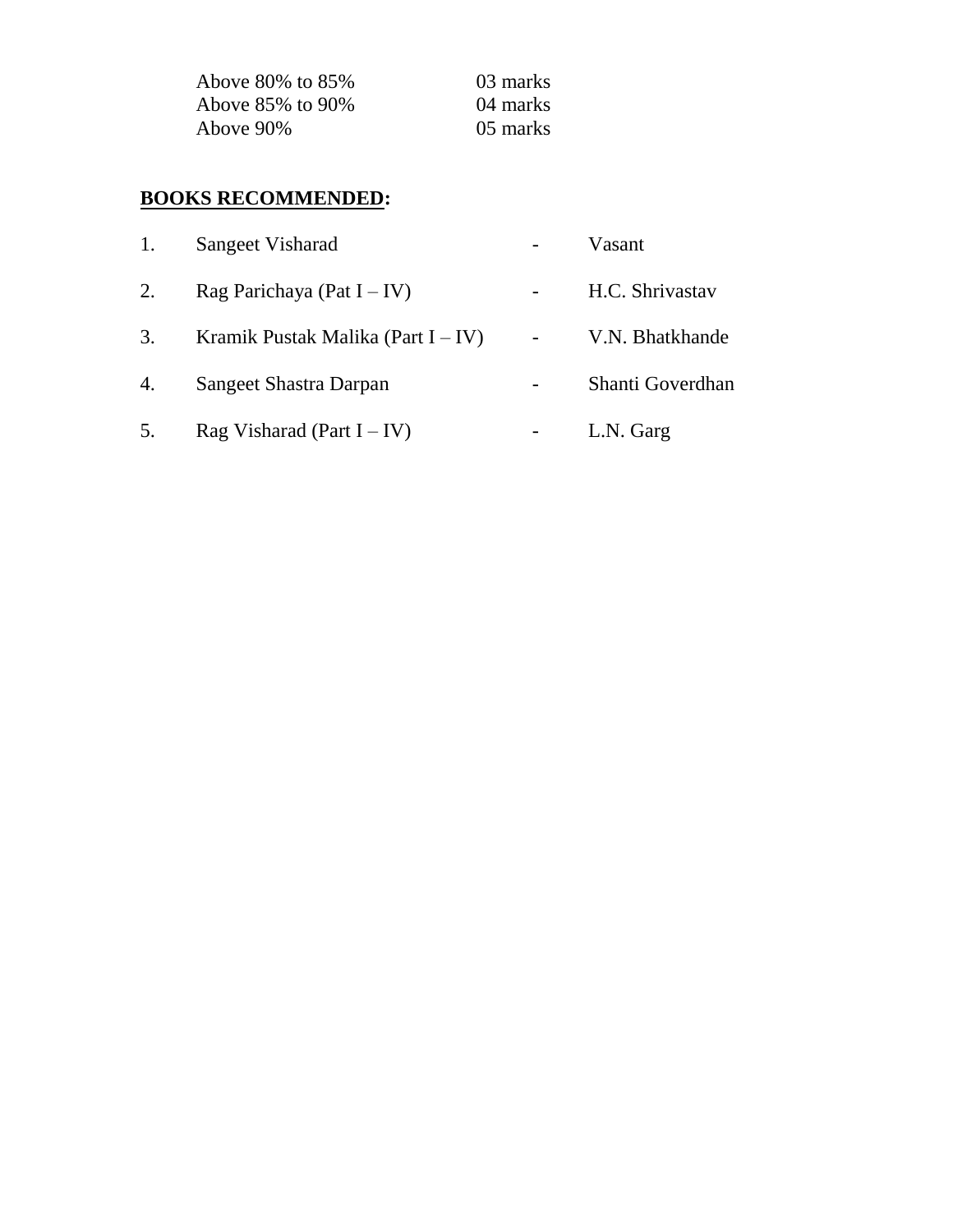| | |
|---|---|
| Above 80% to 85% | 03 marks |
| Above 85% to 90% | 04 marks |
| Above 90% | 05 marks |

**BOOKS RECOMMENDED:**

1. Sangeet Visharad - Vasant
2. Rag Parichaya (Pat I – IV) - H.C. Shrivastav
3. Kramik Pustak Malika (Part I – IV) - V.N. Bhatkhande
4. Sangeet Shastra Darpan - Shanti Goverdhan
5. Rag Visharad (Part I – IV) - L.N. Garg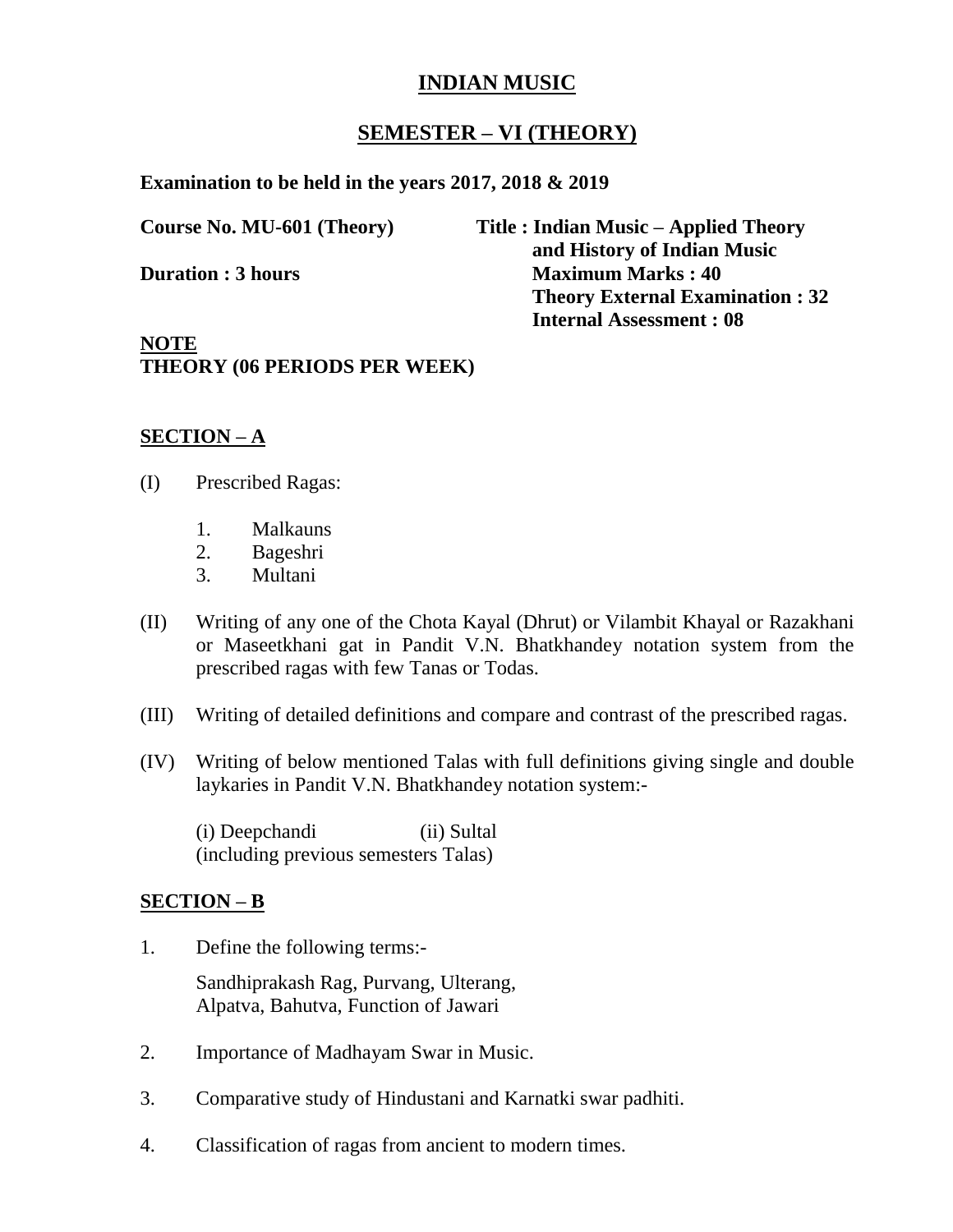# INDIAN MUSIC

## SEMESTER – VI (THEORY)

**Examination to be held in the years 2017, 2018 & 2019**

**Course No. MU-601 (Theory)**
**Title : Indian Music – Applied Theory and History of Indian Music**

**Duration : 3 hours**
**Maximum Marks : 40**
**Theory External Examination : 32**
**Internal Assessment : 08**

**NOTE**
**THEORY (06 PERIODS PER WEEK)**

### SECTION – A

(I) Prescribed Ragas:

1. Malkauns
2. Bageshri
3. Multani

(II) Writing of any one of the Chota Kayal (Dhrut) or Vilambit Khayal or Razakhani or Maseetkhani gat in Pandit V.N. Bhatkhandey notation system from the prescribed ragas with few Tanas or Todas.

(III) Writing of detailed definitions and compare and contrast of the prescribed ragas.

(IV) Writing of below mentioned Talas with full definitions giving single and double laykaries in Pandit V.N. Bhatkhandey notation system:-

(i) Deepchandi (ii) Sultal
(including previous semesters Talas)

### SECTION – B

1. Define the following terms:-

   Sandhiprakash Rag, Purvang, Ulterang,
   Alpatva, Bahutva, Function of Jawari

2. Importance of Madhayam Swar in Music.

3. Comparative study of Hindustani and Karnatki swar padhiti.

4. Classification of ragas from ancient to modern times.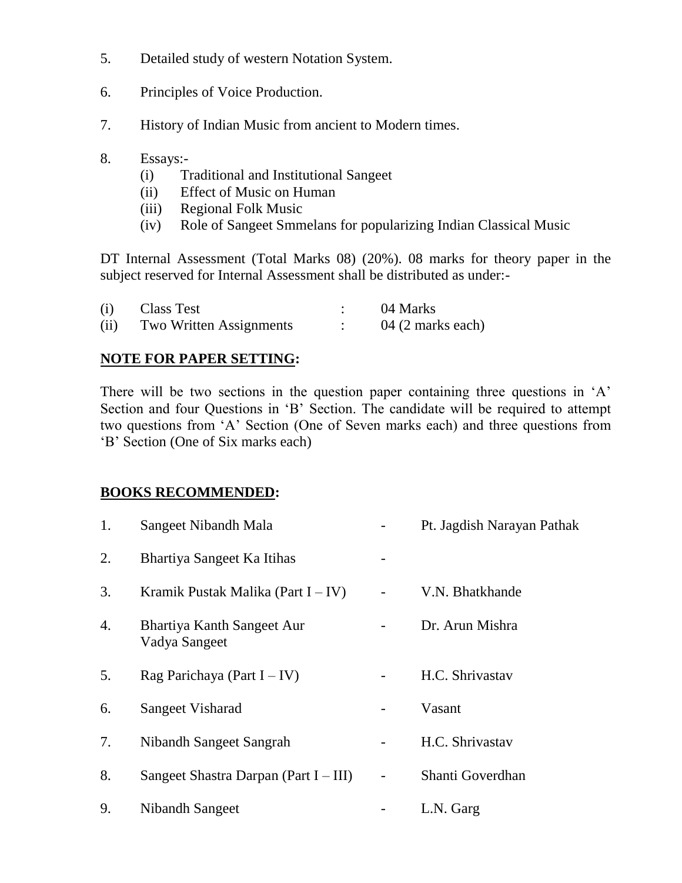5. Detailed study of western Notation System.

6. Principles of Voice Production.

7. History of Indian Music from ancient to Modern times.

8. Essays:-
   (i) Traditional and Institutional Sangeet
   (ii) Effect of Music on Human
   (iii) Regional Folk Music
   (iv) Role of Sangeet Smmelans for popularizing Indian Classical Music

DT Internal Assessment (Total Marks 08) (20%). 08 marks for theory paper in the subject reserved for Internal Assessment shall be distributed as under:-

| | | | |
|---|---|---|---|
| (i) | Class Test | : | 04 Marks |
| (ii) | Two Written Assignments | : | 04 (2 marks each) |

**NOTE FOR PAPER SETTING:**

There will be two sections in the question paper containing three questions in 'A' Section and four Questions in 'B' Section. The candidate will be required to attempt two questions from 'A' Section (One of Seven marks each) and three questions from 'B' Section (One of Six marks each)

**BOOKS RECOMMENDED:**

| | | | |
|---|---|---|---|
| 1. | Sangeet Nibandh Mala | - | Pt. Jagdish Narayan Pathak |
| 2. | Bhartiya Sangeet Ka Itihas | - | |
| 3. | Kramik Pustak Malika (Part I – IV) | - | V.N. Bhatkhande |
| 4. | Bhartiya Kanth Sangeet Aur Vadya Sangeet | - | Dr. Arun Mishra |
| 5. | Rag Parichaya (Part I – IV) | - | H.C. Shrivastav |
| 6. | Sangeet Visharad | - | Vasant |
| 7. | Nibandh Sangeet Sangrah | - | H.C. Shrivastav |
| 8. | Sangeet Shastra Darpan (Part I – III) | - | Shanti Goverdhan |
| 9. | Nibandh Sangeet | - | L.N. Garg |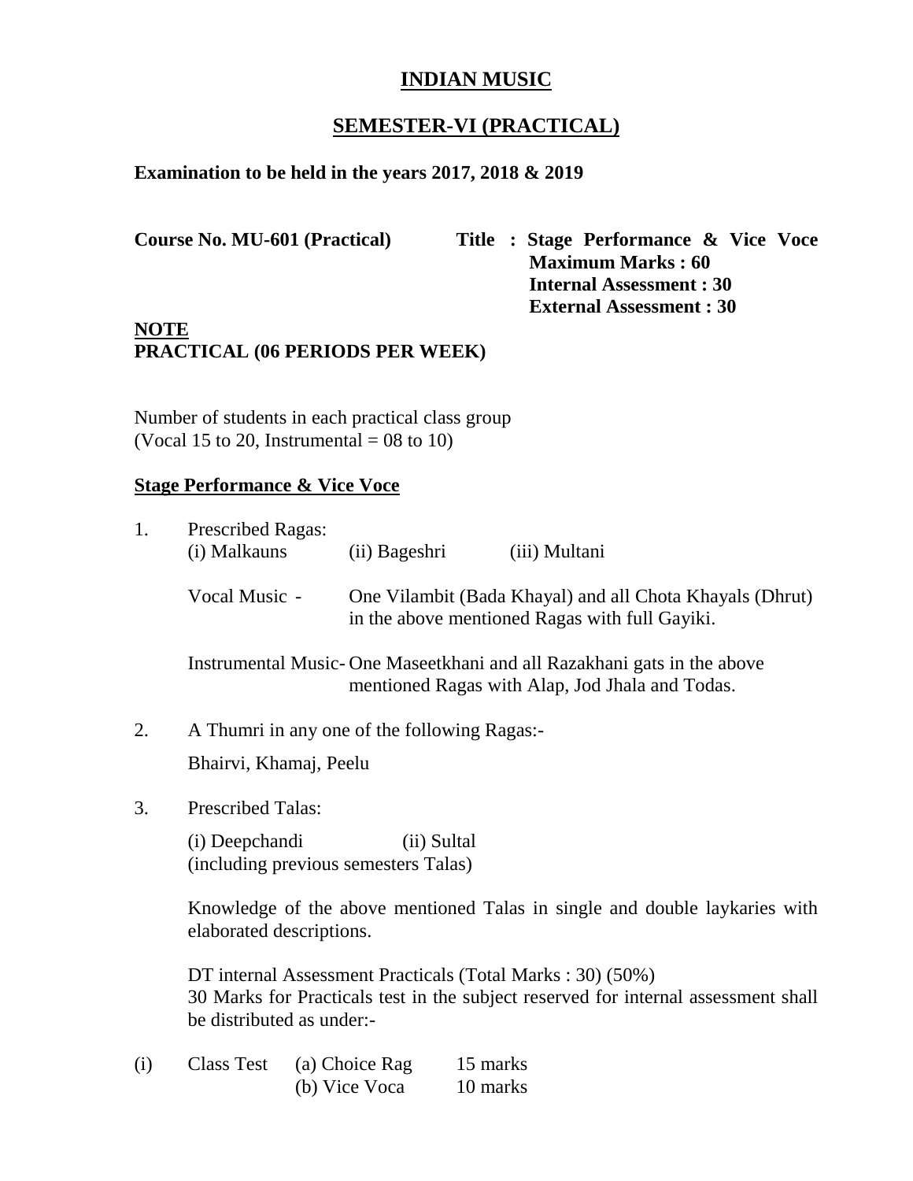# INDIAN MUSIC

## SEMESTER-VI (PRACTICAL)

**Examination to be held in the years 2017, 2018 & 2019**

**Course No. MU-601 (Practical)** **Title : Stage Performance & Vice Voce**
**Maximum Marks : 60**
**Internal Assessment : 30**
**External Assessment : 30**

**NOTE**
**PRACTICAL (06 PERIODS PER WEEK)**

Number of students in each practical class group
(Vocal 15 to 20, Instrumental = 08 to 10)

**Stage Performance & Vice Voce**

1. Prescribed Ragas:
   (i) Malkauns (ii) Bageshri (iii) Multani

   Vocal Music - One Vilambit (Bada Khayal) and all Chota Khayals (Dhrut) in the above mentioned Ragas with full Gayiki.

   Instrumental Music- One Maseetkhani and all Razakhani gats in the above mentioned Ragas with Alap, Jod Jhala and Todas.

2. A Thumri in any one of the following Ragas:-

   Bhairvi, Khamaj, Peelu

3. Prescribed Talas:

   (i) Deepchandi (ii) Sultal
   (including previous semesters Talas)

   Knowledge of the above mentioned Talas in single and double laykaries with elaborated descriptions.

   DT internal Assessment Practicals (Total Marks : 30) (50%)
   30 Marks for Practicals test in the subject reserved for internal assessment shall be distributed as under:-

(i) Class Test (a) Choice Rag 15 marks
(b) Vice Voca 10 marks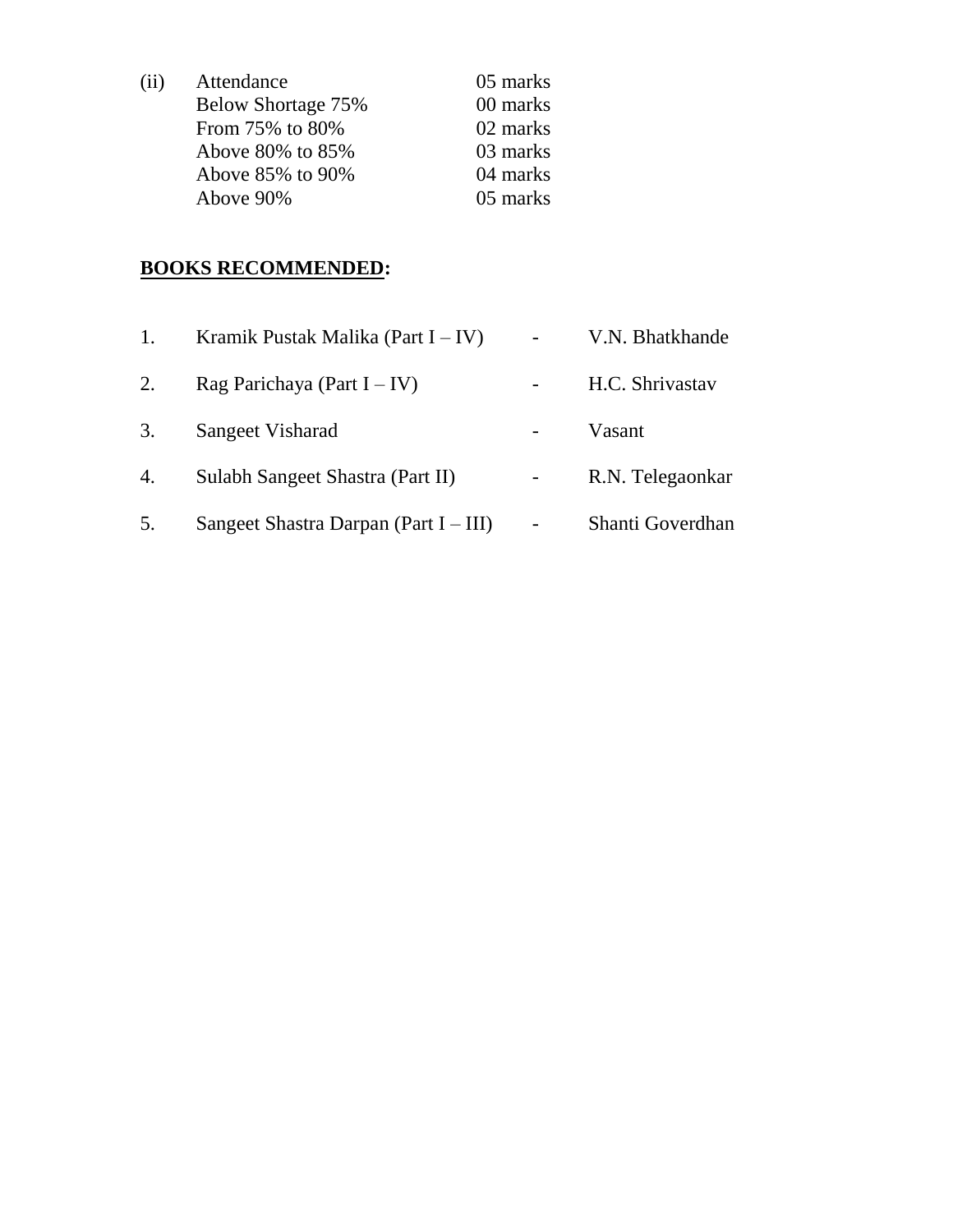(ii) Attendance 05 marks

| | |
|---|---|
| Below Shortage 75% | 00 marks |
| From 75% to 80% | 02 marks |
| Above 80% to 85% | 03 marks |
| Above 85% to 90% | 04 marks |
| Above 90% | 05 marks |

**<u>BOOKS RECOMMENDED</u>:**

1. Kramik Pustak Malika (Part I – IV) - V.N. Bhatkhande
2. Rag Parichaya (Part I – IV) - H.C. Shrivastav
3. Sangeet Visharad - Vasant
4. Sulabh Sangeet Shastra (Part II) - R.N. Telegaonkar
5. Sangeet Shastra Darpan (Part I – III) - Shanti Goverdhan